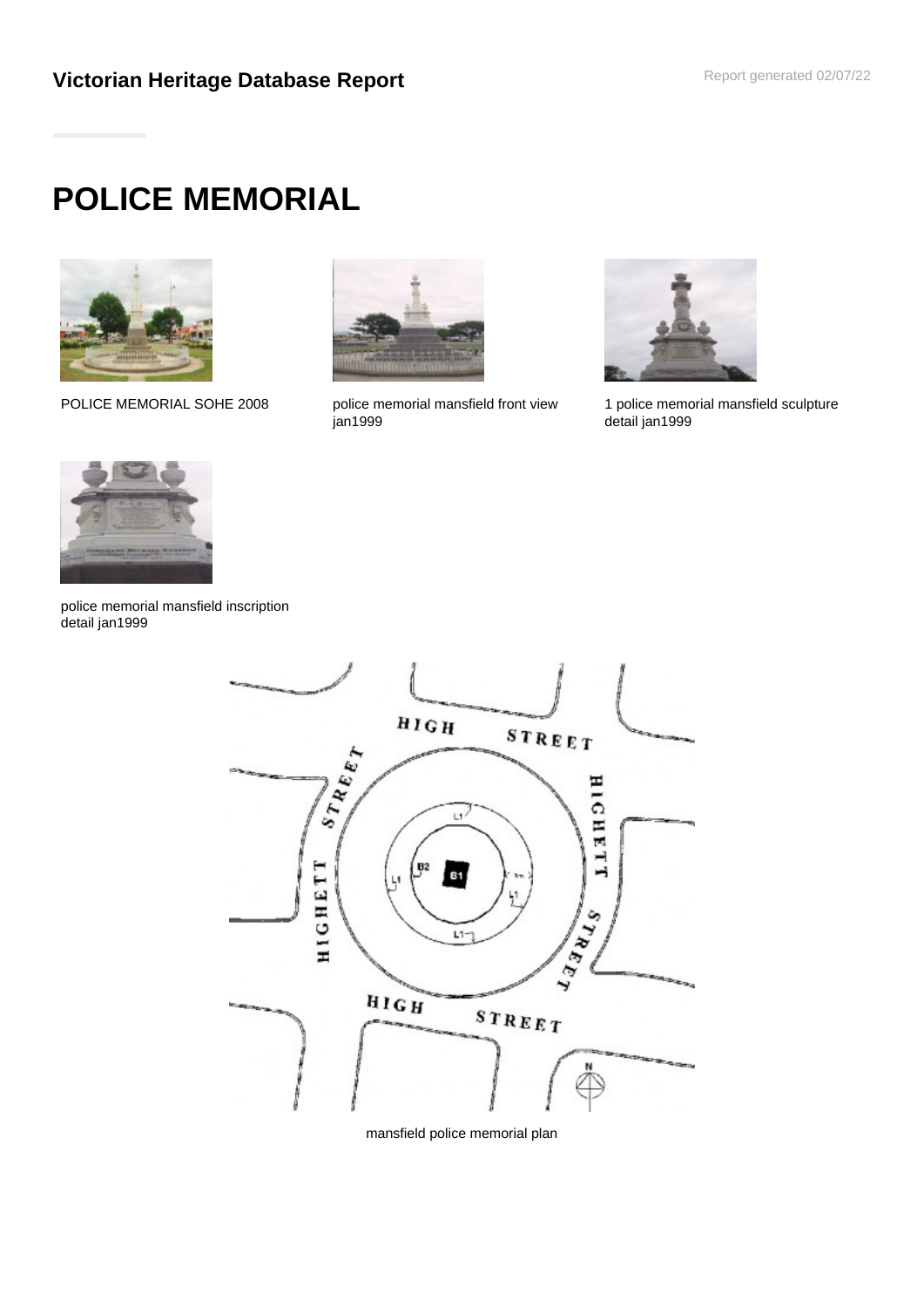# Victorian Heritage Database Report

# POLICE MEMORIAL

POLICE MEMORIAL SOHE 2008

police memorial mansfield front view jan1999

1 police memorial mansfield sculpture detail jan1999

police memorial mansfield inscription detail jan1999

mansfield police memorial plan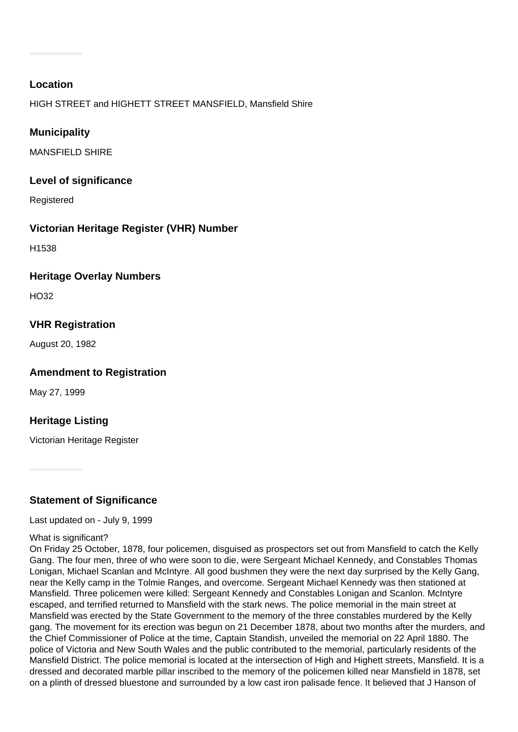## Location

HIGH STREET and HIGHETT STREET MANSFIELD, Mansfield Shire

## Municipality

MANSFIELD SHIRE

## Level of significance

Registered

## Victorian Heritage Register (VHR) Number

H1538

## Heritage Overlay Numbers

HO32

## VHR Registration

August 20, 1982

## Amendment to Registration

May 27, 1999

## Heritage Listing

Victorian Heritage Register

## Statement of Significance

Last updated on - July 9, 1999

What is significant?

On Friday 25 October, 1878, four policemen, disguised as prospectors set out from Mansfield to catch the Kelly Gang. The four men, three of who were soon to die, were Sergeant Michael Kennedy, and Constables Thomas Lonigan, Michael Scanlan and McIntyre. All good bushmen they were the next day surprised by the Kelly Gang, near the Kelly camp in the Tolmie Ranges, and overcome. Sergeant Michael Kennedy was then stationed at Mansfield. Three policemen were killed: Sergeant Kennedy and Constables Lonigan and Scanlon. McIntyre escaped, and terrified returned to Mansfield with the stark news. The police memorial in the main street at Mansfield was erected by the State Government to the memory of the three constables murdered by the Kelly gang. The movement for its erection was begun on 21 December 1878, about two months after the murders, and the Chief Commissioner of Police at the time, Captain Standish, unveiled the memorial on 22 April 1880. The police of Victoria and New South Wales and the public contributed to the memorial, particularly residents of the Mansfield District. The police memorial is located at the intersection of High and Highett streets, Mansfield. It is a dressed and decorated marble pillar inscribed to the memory of the policemen killed near Mansfield in 1878, set on a plinth of dressed bluestone and surrounded by a low cast iron palisade fence. It believed that J Hanson of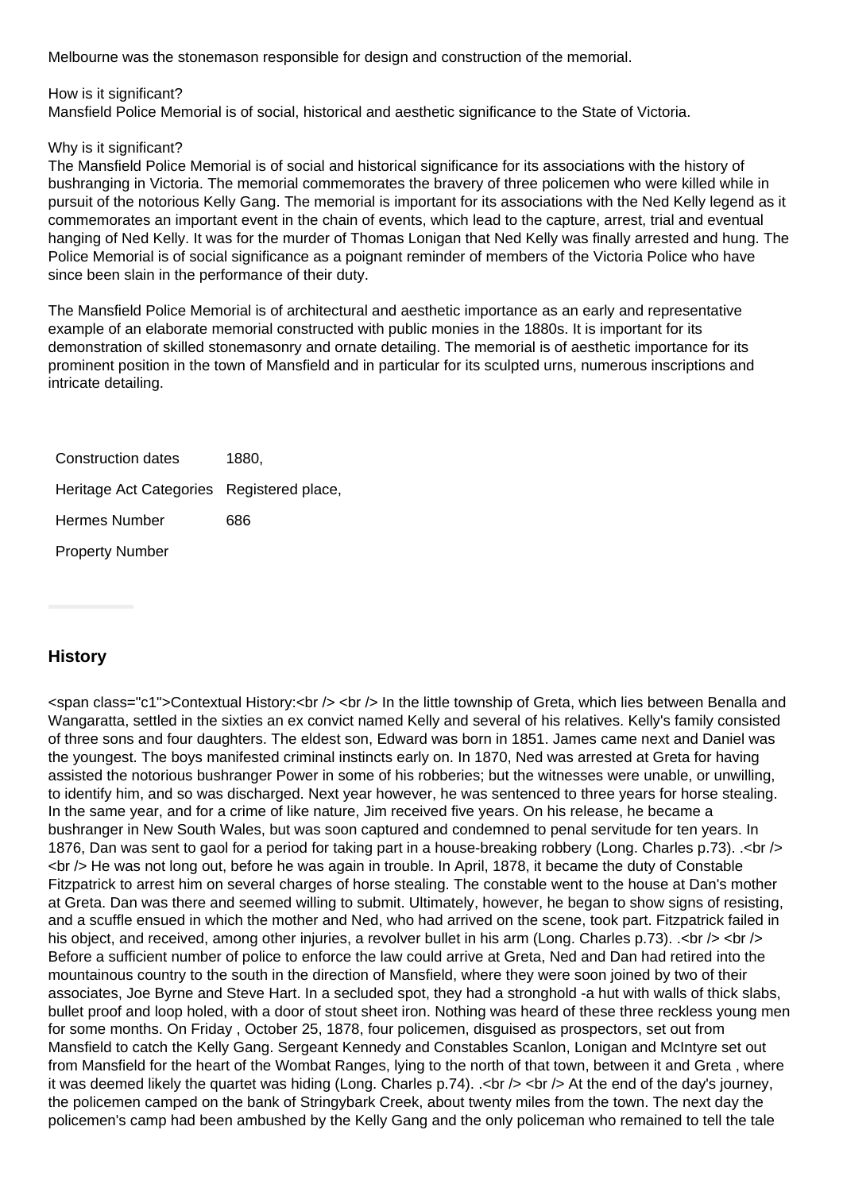Melbourne was the stonemason responsible for design and construction of the memorial.

How is it significant?
Mansfield Police Memorial is of social, historical and aesthetic significance to the State of Victoria.

Why is it significant?
The Mansfield Police Memorial is of social and historical significance for its associations with the history of bushranging in Victoria. The memorial commemorates the bravery of three policemen who were killed while in pursuit of the notorious Kelly Gang. The memorial is important for its associations with the Ned Kelly legend as it commemorates an important event in the chain of events, which lead to the capture, arrest, trial and eventual hanging of Ned Kelly. It was for the murder of Thomas Lonigan that Ned Kelly was finally arrested and hung. The Police Memorial is of social significance as a poignant reminder of members of the Victoria Police who have since been slain in the performance of their duty.

The Mansfield Police Memorial is of architectural and aesthetic importance as an early and representative example of an elaborate memorial constructed with public monies in the 1880s. It is important for its demonstration of skilled stonemasonry and ornate detailing. The memorial is of aesthetic importance for its prominent position in the town of Mansfield and in particular for its sculpted urns, numerous inscriptions and intricate detailing.

| | |
|---|---|
| Construction dates | 1880, |
| Heritage Act Categories | Registered place, |
| Hermes Number | 686 |
| Property Number | |

## History

<span class="c1">Contextual History:<br /> <br /> In the little township of Greta, which lies between Benalla and Wangaratta, settled in the sixties an ex convict named Kelly and several of his relatives. Kelly's family consisted of three sons and four daughters. The eldest son, Edward was born in 1851. James came next and Daniel was the youngest. The boys manifested criminal instincts early on. In 1870, Ned was arrested at Greta for having assisted the notorious bushranger Power in some of his robberies; but the witnesses were unable, or unwilling, to identify him, and so was discharged. Next year however, he was sentenced to three years for horse stealing. In the same year, and for a crime of like nature, Jim received five years. On his release, he became a bushranger in New South Wales, but was soon captured and condemned to penal servitude for ten years. In 1876, Dan was sent to gaol for a period for taking part in a house-breaking robbery (Long. Charles p.73). .<br /> <br /> He was not long out, before he was again in trouble. In April, 1878, it became the duty of Constable Fitzpatrick to arrest him on several charges of horse stealing. The constable went to the house at Dan's mother at Greta. Dan was there and seemed willing to submit. Ultimately, however, he began to show signs of resisting, and a scuffle ensued in which the mother and Ned, who had arrived on the scene, took part. Fitzpatrick failed in his object, and received, among other injuries, a revolver bullet in his arm (Long. Charles p.73). .<br /> <br /> Before a sufficient number of police to enforce the law could arrive at Greta, Ned and Dan had retired into the mountainous country to the south in the direction of Mansfield, where they were soon joined by two of their associates, Joe Byrne and Steve Hart. In a secluded spot, they had a stronghold -a hut with walls of thick slabs, bullet proof and loop holed, with a door of stout sheet iron. Nothing was heard of these three reckless young men for some months. On Friday , October 25, 1878, four policemen, disguised as prospectors, set out from Mansfield to catch the Kelly Gang. Sergeant Kennedy and Constables Scanlon, Lonigan and McIntyre set out from Mansfield for the heart of the Wombat Ranges, lying to the north of that town, between it and Greta , where it was deemed likely the quartet was hiding (Long. Charles p.74). .<br /> <br /> At the end of the day's journey, the policemen camped on the bank of Stringybark Creek, about twenty miles from the town. The next day the policemen's camp had been ambushed by the Kelly Gang and the only policeman who remained to tell the tale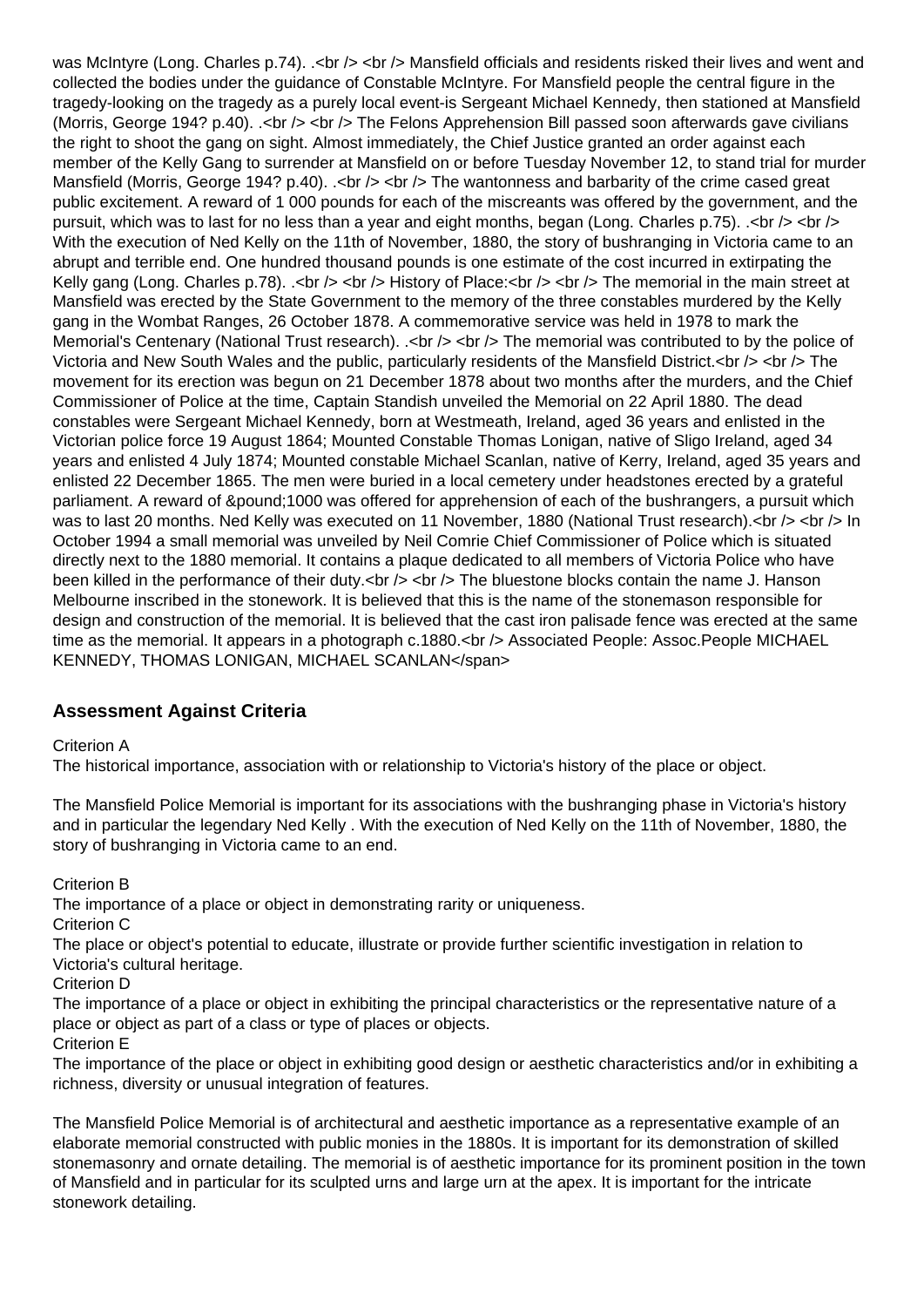was McIntyre (Long. Charles p.74). .<br /> <br /> Mansfield officials and residents risked their lives and went and collected the bodies under the guidance of Constable McIntyre. For Mansfield people the central figure in the tragedy-looking on the tragedy as a purely local event-is Sergeant Michael Kennedy, then stationed at Mansfield (Morris, George 194? p.40). .<br /> <br /> The Felons Apprehension Bill passed soon afterwards gave civilians the right to shoot the gang on sight. Almost immediately, the Chief Justice granted an order against each member of the Kelly Gang to surrender at Mansfield on or before Tuesday November 12, to stand trial for murder Mansfield (Morris, George 194? p.40). .<br /> <br /> The wantonness and barbarity of the crime cased great public excitement. A reward of 1 000 pounds for each of the miscreants was offered by the government, and the pursuit, which was to last for no less than a year and eight months, began (Long. Charles p.75). .<br /> <br /> With the execution of Ned Kelly on the 11th of November, 1880, the story of bushranging in Victoria came to an abrupt and terrible end. One hundred thousand pounds is one estimate of the cost incurred in extirpating the Kelly gang (Long. Charles p.78). .<br /> <br /> History of Place:<br /> <br /> The memorial in the main street at Mansfield was erected by the State Government to the memory of the three constables murdered by the Kelly gang in the Wombat Ranges, 26 October 1878. A commemorative service was held in 1978 to mark the Memorial's Centenary (National Trust research). .<br /> <br /> The memorial was contributed to by the police of Victoria and New South Wales and the public, particularly residents of the Mansfield District.<br /> <br /> The movement for its erection was begun on 21 December 1878 about two months after the murders, and the Chief Commissioner of Police at the time, Captain Standish unveiled the Memorial on 22 April 1880. The dead constables were Sergeant Michael Kennedy, born at Westmeath, Ireland, aged 36 years and enlisted in the Victorian police force 19 August 1864; Mounted Constable Thomas Lonigan, native of Sligo Ireland, aged 34 years and enlisted 4 July 1874; Mounted constable Michael Scanlan, native of Kerry, Ireland, aged 35 years and enlisted 22 December 1865. The men were buried in a local cemetery under headstones erected by a grateful parliament. A reward of &pound;1000 was offered for apprehension of each of the bushrangers, a pursuit which was to last 20 months. Ned Kelly was executed on 11 November, 1880 (National Trust research).<br /> <br /> In October 1994 a small memorial was unveiled by Neil Comrie Chief Commissioner of Police which is situated directly next to the 1880 memorial. It contains a plaque dedicated to all members of Victoria Police who have been killed in the performance of their duty.<br /> <br /> The bluestone blocks contain the name J. Hanson Melbourne inscribed in the stonework. It is believed that this is the name of the stonemason responsible for design and construction of the memorial. It is believed that the cast iron palisade fence was erected at the same time as the memorial. It appears in a photograph c.1880.<br /> Associated People: Assoc.People MICHAEL KENNEDY, THOMAS LONIGAN, MICHAEL SCANLAN</span>

## Assessment Against Criteria

Criterion A
The historical importance, association with or relationship to Victoria's history of the place or object.

The Mansfield Police Memorial is important for its associations with the bushranging phase in Victoria's history and in particular the legendary Ned Kelly . With the execution of Ned Kelly on the 11th of November, 1880, the story of bushranging in Victoria came to an end.

Criterion B
The importance of a place or object in demonstrating rarity or uniqueness.
Criterion C
The place or object's potential to educate, illustrate or provide further scientific investigation in relation to Victoria's cultural heritage.
Criterion D
The importance of a place or object in exhibiting the principal characteristics or the representative nature of a place or object as part of a class or type of places or objects.
Criterion E
The importance of the place or object in exhibiting good design or aesthetic characteristics and/or in exhibiting a richness, diversity or unusual integration of features.

The Mansfield Police Memorial is of architectural and aesthetic importance as a representative example of an elaborate memorial constructed with public monies in the 1880s. It is important for its demonstration of skilled stonemasonry and ornate detailing. The memorial is of aesthetic importance for its prominent position in the town of Mansfield and in particular for its sculpted urns and large urn at the apex. It is important for the intricate stonework detailing.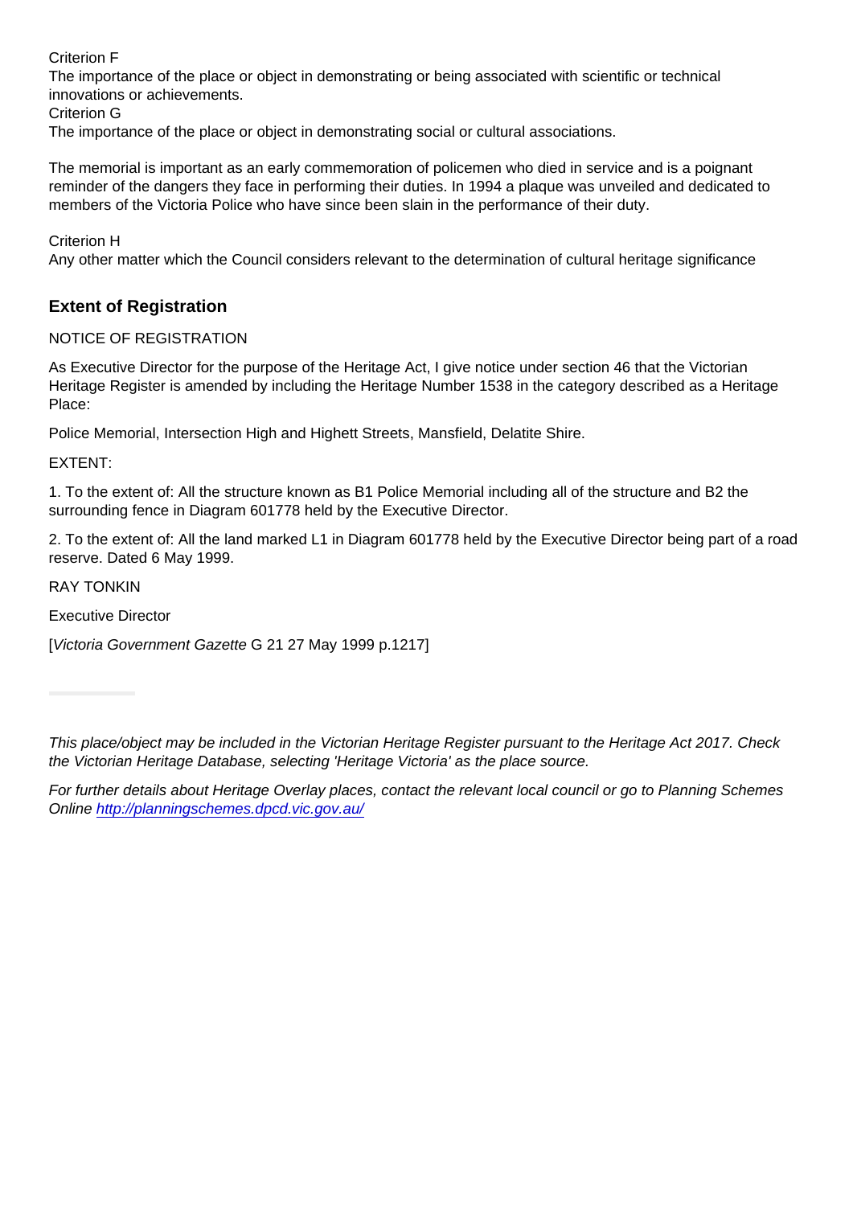Criterion F
The importance of the place or object in demonstrating or being associated with scientific or technical innovations or achievements.
Criterion G
The importance of the place or object in demonstrating social or cultural associations.

The memorial is important as an early commemoration of policemen who died in service and is a poignant reminder of the dangers they face in performing their duties. In 1994 a plaque was unveiled and dedicated to members of the Victoria Police who have since been slain in the performance of their duty.

Criterion H
Any other matter which the Council considers relevant to the determination of cultural heritage significance

## Extent of Registration

NOTICE OF REGISTRATION

As Executive Director for the purpose of the Heritage Act, I give notice under section 46 that the Victorian Heritage Register is amended by including the Heritage Number 1538 in the category described as a Heritage Place:

Police Memorial, Intersection High and Highett Streets, Mansfield, Delatite Shire.

EXTENT:

1. To the extent of: All the structure known as B1 Police Memorial including all of the structure and B2 the surrounding fence in Diagram 601778 held by the Executive Director.

2. To the extent of: All the land marked L1 in Diagram 601778 held by the Executive Director being part of a road reserve. Dated 6 May 1999.

RAY TONKIN

Executive Director

[*Victoria Government Gazette* G 21 27 May 1999 p.1217]

*This place/object may be included in the Victorian Heritage Register pursuant to the Heritage Act 2017. Check the Victorian Heritage Database, selecting 'Heritage Victoria' as the place source.*

*For further details about Heritage Overlay places, contact the relevant local council or go to Planning Schemes Online* http://planningschemes.dpcd.vic.gov.au/